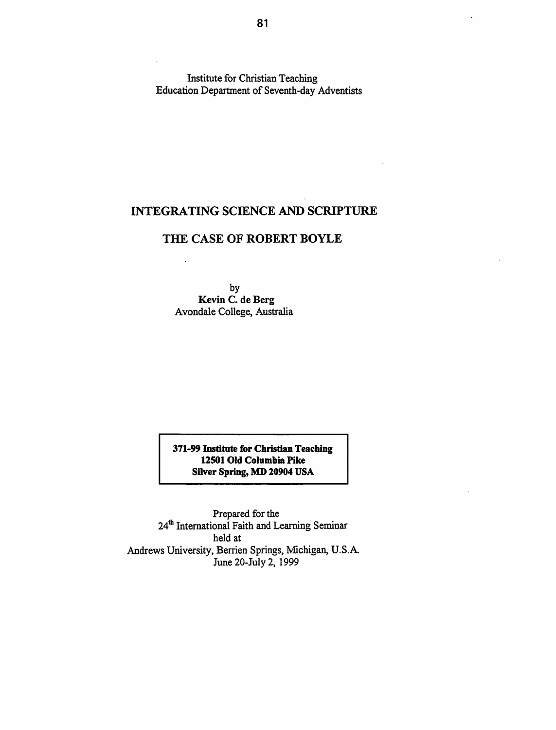Institute for Christian Teaching
Education Department of Seventh-day Adventists

# INTEGRATING SCIENCE AND SCRIPTURE

# THE CASE OF ROBERT BOYLE

by
**Kevin C. de Berg**
Avondale College, Australia

**371-99 Institute for Christian Teaching**
**12501 Old Columbia Pike**
**Silver Spring, MD 20904 USA**

Prepared for the
24th International Faith and Learning Seminar
held at
Andrews University, Berrien Springs, Michigan, U.S.A.
June 20-July 2, 1999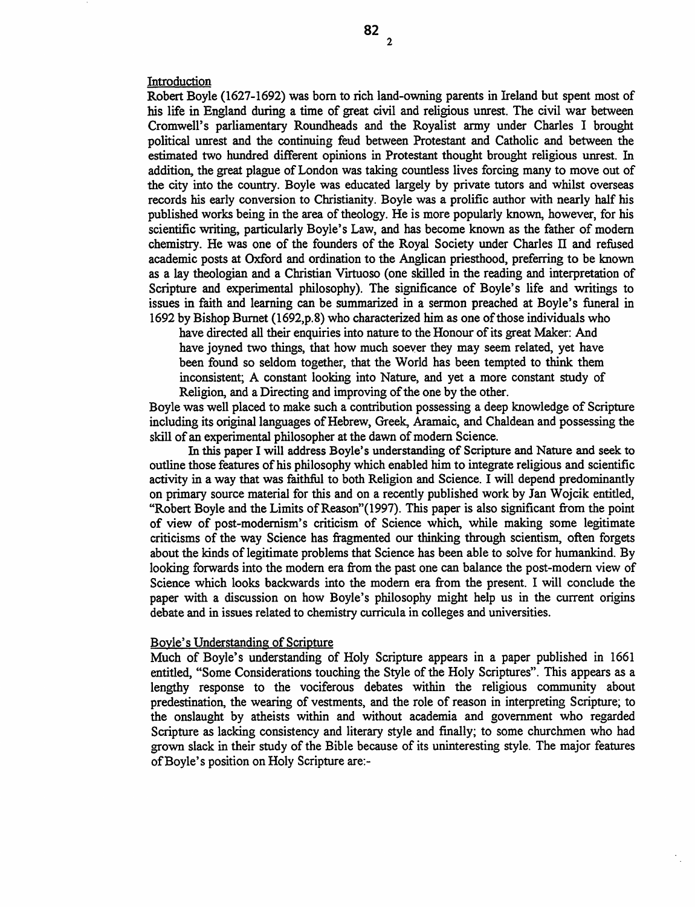## Introduction

Robert Boyle (1627-1692) was born to rich land-owning parents in Ireland but spent most of his life in England during a time of great civil and religious unrest. The civil war between Cromwell's parliamentary Roundheads and the Royalist army under Charles I brought political unrest and the continuing feud between Protestant and Catholic and between the estimated two hundred different opinions in Protestant thought brought religious unrest. In addition, the great plague of London was taking countless lives forcing many to move out of the city into the country. Boyle was educated largely by private tutors and whilst overseas records his early conversion to Christianity. Boyle was a prolific author with nearly half his published works being in the area of theology. He is more popularly known, however, for his scientific writing, particularly Boyle's Law, and has become known as the father of modern chemistry. He was one of the founders of the Royal Society under Charles II and refused academic posts at Oxford and ordination to the Anglican priesthood, preferring to be known as a lay theologian and a Christian Virtuoso (one skilled in the reading and interpretation of Scripture and experimental philosophy). The significance of Boyle's life and writings to issues in faith and learning can be summarized in a sermon preached at Boyle's funeral in 1692 by Bishop Burnet (1692,p.8) who characterized him as one of those individuals who

> have directed all their enquiries into nature to the Honour of its great Maker: And have joyned two things, that how much soever they may seem related, yet have been found so seldom together, that the World has been tempted to think them inconsistent; A constant looking into Nature, and yet a more constant study of Religion, and a Directing and improving of the one by the other.

Boyle was well placed to make such a contribution possessing a deep knowledge of Scripture including its original languages of Hebrew, Greek, Aramaic, and Chaldean and possessing the skill of an experimental philosopher at the dawn of modern Science.

In this paper I will address Boyle's understanding of Scripture and Nature and seek to outline those features of his philosophy which enabled him to integrate religious and scientific activity in a way that was faithful to both Religion and Science. I will depend predominantly on primary source material for this and on a recently published work by Jan Wojcik entitled, "Robert Boyle and the Limits of Reason"(1997). This paper is also significant from the point of view of post-modernism's criticism of Science which, while making some legitimate criticisms of the way Science has fragmented our thinking through scientism, often forgets about the kinds of legitimate problems that Science has been able to solve for humankind. By looking forwards into the modern era from the past one can balance the post-modern view of Science which looks backwards into the modern era from the present. I will conclude the paper with a discussion on how Boyle's philosophy might help us in the current origins debate and in issues related to chemistry curricula in colleges and universities.

## Boyle's Understanding of Scripture

Much of Boyle's understanding of Holy Scripture appears in a paper published in 1661 entitled, "Some Considerations touching the Style of the Holy Scriptures". This appears as a lengthy response to the vociferous debates within the religious community about predestination, the wearing of vestments, and the role of reason in interpreting Scripture; to the onslaught by atheists within and without academia and government who regarded Scripture as lacking consistency and literary style and finally; to some churchmen who had grown slack in their study of the Bible because of its uninteresting style. The major features of Boyle's position on Holy Scripture are:-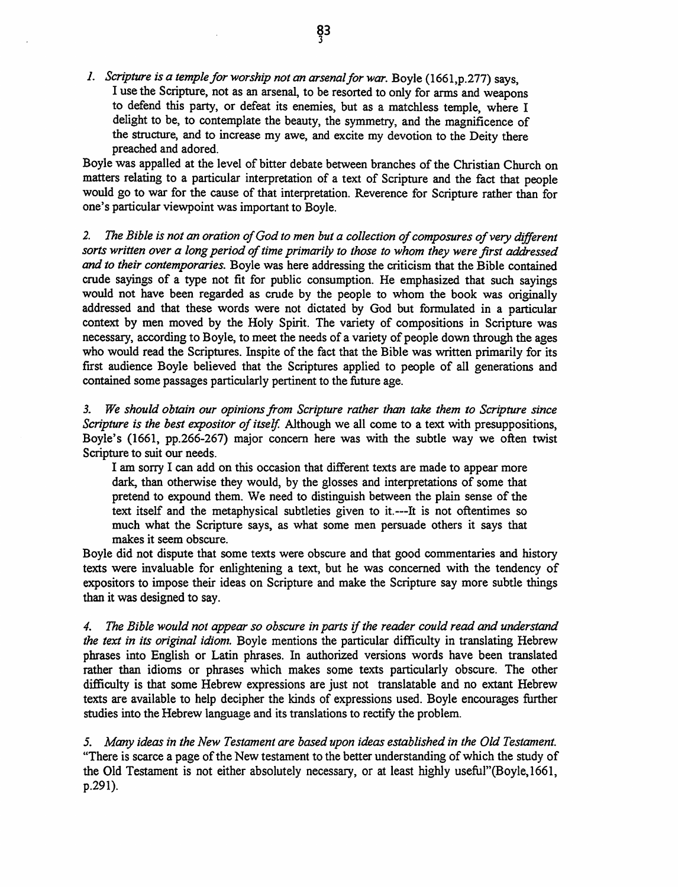*1. Scripture is a temple for worship not an arsenal for war.* Boyle (1661,p.277) says,

> I use the Scripture, not as an arsenal, to be resorted to only for arms and weapons to defend this party, or defeat its enemies, but as a matchless temple, where I delight to be, to contemplate the beauty, the symmetry, and the magnificence of the structure, and to increase my awe, and excite my devotion to the Deity there preached and adored.

Boyle was appalled at the level of bitter debate between branches of the Christian Church on matters relating to a particular interpretation of a text of Scripture and the fact that people would go to war for the cause of that interpretation. Reverence for Scripture rather than for one's particular viewpoint was important to Boyle.

*2. The Bible is not an oration of God to men but a collection of composures of very different sorts written over a long period of time primarily to those to whom they were first addressed and to their contemporaries.* Boyle was here addressing the criticism that the Bible contained crude sayings of a type not fit for public consumption. He emphasized that such sayings would not have been regarded as crude by the people to whom the book was originally addressed and that these words were not dictated by God but formulated in a particular context by men moved by the Holy Spirit. The variety of compositions in Scripture was necessary, according to Boyle, to meet the needs of a variety of people down through the ages who would read the Scriptures. Inspite of the fact that the Bible was written primarily for its first audience Boyle believed that the Scriptures applied to people of all generations and contained some passages particularly pertinent to the future age.

*3. We should obtain our opinions from Scripture rather than take them to Scripture since Scripture is the best expositor of itself.* Although we all come to a text with presuppositions, Boyle's (1661, pp.266-267) major concern here was with the subtle way we often twist Scripture to suit our needs.

> I am sorry I can add on this occasion that different texts are made to appear more dark, than otherwise they would, by the glosses and interpretations of some that pretend to expound them. We need to distinguish between the plain sense of the text itself and the metaphysical subtleties given to it.---It is not oftentimes so much what the Scripture says, as what some men persuade others it says that makes it seem obscure.

Boyle did not dispute that some texts were obscure and that good commentaries and history texts were invaluable for enlightening a text, but he was concerned with the tendency of expositors to impose their ideas on Scripture and make the Scripture say more subtle things than it was designed to say.

*4. The Bible would not appear so obscure in parts if the reader could read and understand the text in its original idiom.* Boyle mentions the particular difficulty in translating Hebrew phrases into English or Latin phrases. In authorized versions words have been translated rather than idioms or phrases which makes some texts particularly obscure. The other difficulty is that some Hebrew expressions are just not translatable and no extant Hebrew texts are available to help decipher the kinds of expressions used. Boyle encourages further studies into the Hebrew language and its translations to rectify the problem.

*5. Many ideas in the New Testament are based upon ideas established in the Old Testament.* "There is scarce a page of the New testament to the better understanding of which the study of the Old Testament is not either absolutely necessary, or at least highly useful"(Boyle,1661, p.291).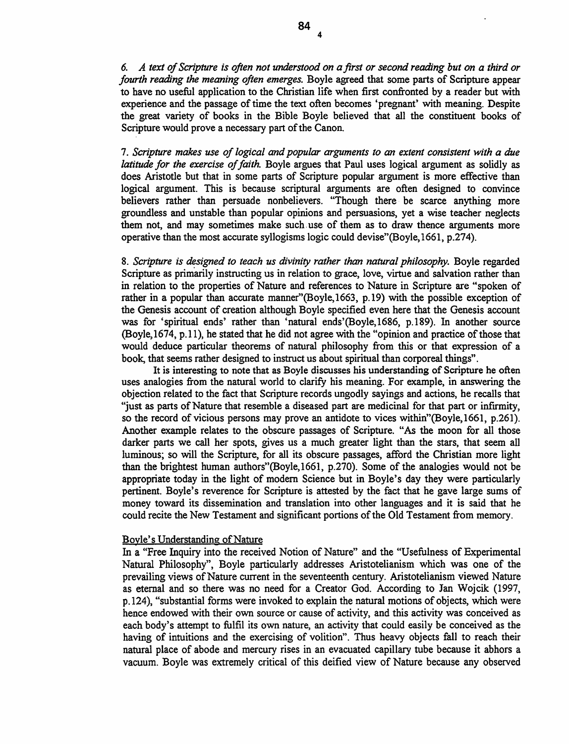6. *A text of Scripture is often not understood on a first or second reading but on a third or fourth reading the meaning often emerges.* Boyle agreed that some parts of Scripture appear to have no useful application to the Christian life when first confronted by a reader but with experience and the passage of time the text often becomes 'pregnant' with meaning. Despite the great variety of books in the Bible Boyle believed that all the constituent books of Scripture would prove a necessary part of the Canon.

7. *Scripture makes use of logical and popular arguments to an extent consistent with a due latitude for the exercise of faith.* Boyle argues that Paul uses logical argument as solidly as does Aristotle but that in some parts of Scripture popular argument is more effective than logical argument. This is because scriptural arguments are often designed to convince believers rather than persuade nonbelievers. "Though there be scarce anything more groundless and unstable than popular opinions and persuasions, yet a wise teacher neglects them not, and may sometimes make such use of them as to draw thence arguments more operative than the most accurate syllogisms logic could devise"(Boyle,1661, p.274).

8. *Scripture is designed to teach us divinity rather than natural philosophy.* Boyle regarded Scripture as primarily instructing us in relation to grace, love, virtue and salvation rather than in relation to the properties of Nature and references to Nature in Scripture are "spoken of rather in a popular than accurate manner"(Boyle,1663, p.19) with the possible exception of the Genesis account of creation although Boyle specified even here that the Genesis account was for 'spiritual ends' rather than 'natural ends'(Boyle,1686, p.189). In another source (Boyle,1674, p.11), he stated that he did not agree with the "opinion and practice of those that would deduce particular theorems of natural philosophy from this or that expression of a book, that seems rather designed to instruct us about spiritual than corporeal things".

It is interesting to note that as Boyle discusses his understanding of Scripture he often uses analogies from the natural world to clarify his meaning. For example, in answering the objection related to the fact that Scripture records ungodly sayings and actions, he recalls that "just as parts of Nature that resemble a diseased part are medicinal for that part or infirmity, so the record of vicious persons may prove an antidote to vices within"(Boyle,1661, p.261). Another example relates to the obscure passages of Scripture. "As the moon for all those darker parts we call her spots, gives us a much greater light than the stars, that seem all luminous; so will the Scripture, for all its obscure passages, afford the Christian more light than the brightest human authors"(Boyle,1661, p.270). Some of the analogies would not be appropriate today in the light of modern Science but in Boyle's day they were particularly pertinent. Boyle's reverence for Scripture is attested by the fact that he gave large sums of money toward its dissemination and translation into other languages and it is said that he could recite the New Testament and significant portions of the Old Testament from memory.

## Boyle's Understanding of Nature

In a "Free Inquiry into the received Notion of Nature" and the "Usefulness of Experimental Natural Philosophy", Boyle particularly addresses Aristotelianism which was one of the prevailing views of Nature current in the seventeenth century. Aristotelianism viewed Nature as eternal and so there was no need for a Creator God. According to Jan Wojcik (1997, p.124), "substantial forms were invoked to explain the natural motions of objects, which were hence endowed with their own source or cause of activity, and this activity was conceived as each body's attempt to fulfil its own nature, an activity that could easily be conceived as the having of intuitions and the exercising of volition". Thus heavy objects fall to reach their natural place of abode and mercury rises in an evacuated capillary tube because it abhors a vacuum. Boyle was extremely critical of this deified view of Nature because any observed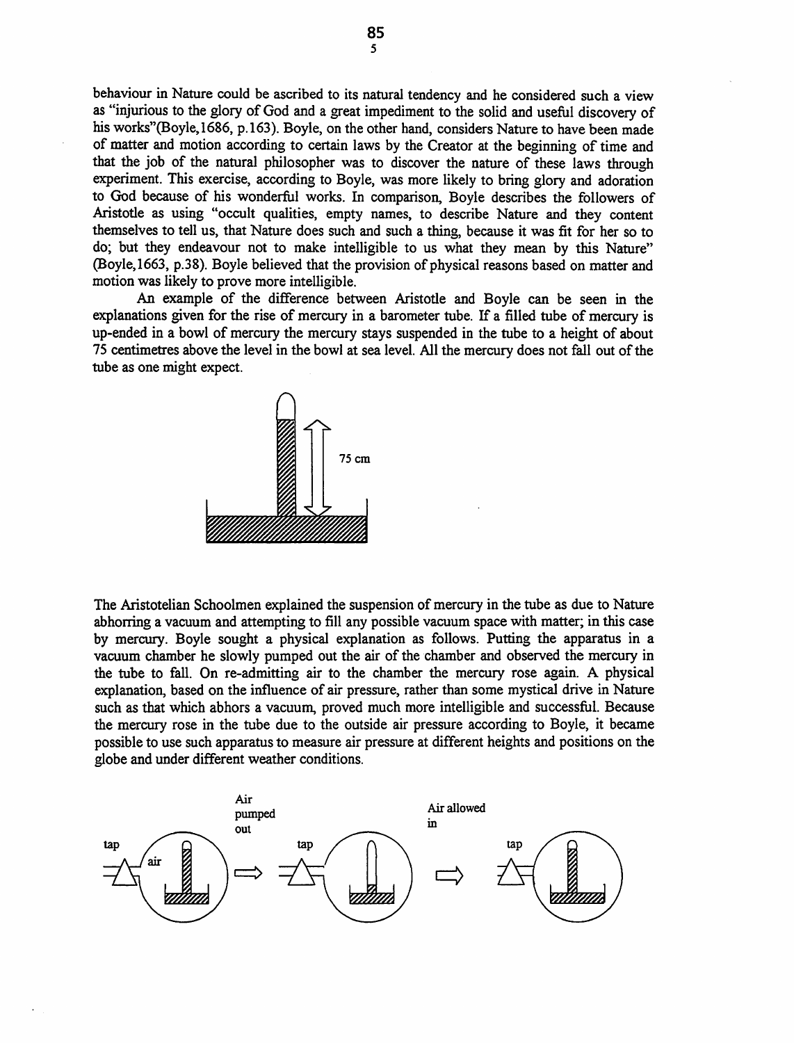behaviour in Nature could be ascribed to its natural tendency and he considered such a view as "injurious to the glory of God and a great impediment to the solid and useful discovery of his works"(Boyle,1686, p.163). Boyle, on the other hand, considers Nature to have been made of matter and motion according to certain laws by the Creator at the beginning of time and that the job of the natural philosopher was to discover the nature of these laws through experiment. This exercise, according to Boyle, was more likely to bring glory and adoration to God because of his wonderful works. In comparison, Boyle describes the followers of Aristotle as using "occult qualities, empty names, to describe Nature and they content themselves to tell us, that Nature does such and such a thing, because it was fit for her so to do; but they endeavour not to make intelligible to us what they mean by this Nature" (Boyle,1663, p.38). Boyle believed that the provision of physical reasons based on matter and motion was likely to prove more intelligible.

An example of the difference between Aristotle and Boyle can be seen in the explanations given for the rise of mercury in a barometer tube. If a filled tube of mercury is up-ended in a bowl of mercury the mercury stays suspended in the tube to a height of about 75 centimetres above the level in the bowl at sea level. All the mercury does not fall out of the tube as one might expect.

75 cm

The Aristotelian Schoolmen explained the suspension of mercury in the tube as due to Nature abhorring a vacuum and attempting to fill any possible vacuum space with matter; in this case by mercury. Boyle sought a physical explanation as follows. Putting the apparatus in a vacuum chamber he slowly pumped out the air of the chamber and observed the mercury in the tube to fall. On re-admitting air to the chamber the mercury rose again. A physical explanation, based on the influence of air pressure, rather than some mystical drive in Nature such as that which abhors a vacuum, proved much more intelligible and successful. Because the mercury rose in the tube due to the outside air pressure according to Boyle, it became possible to use such apparatus to measure air pressure at different heights and positions on the globe and under different weather conditions.

tap air — Air pumped out — tap — Air allowed in — tap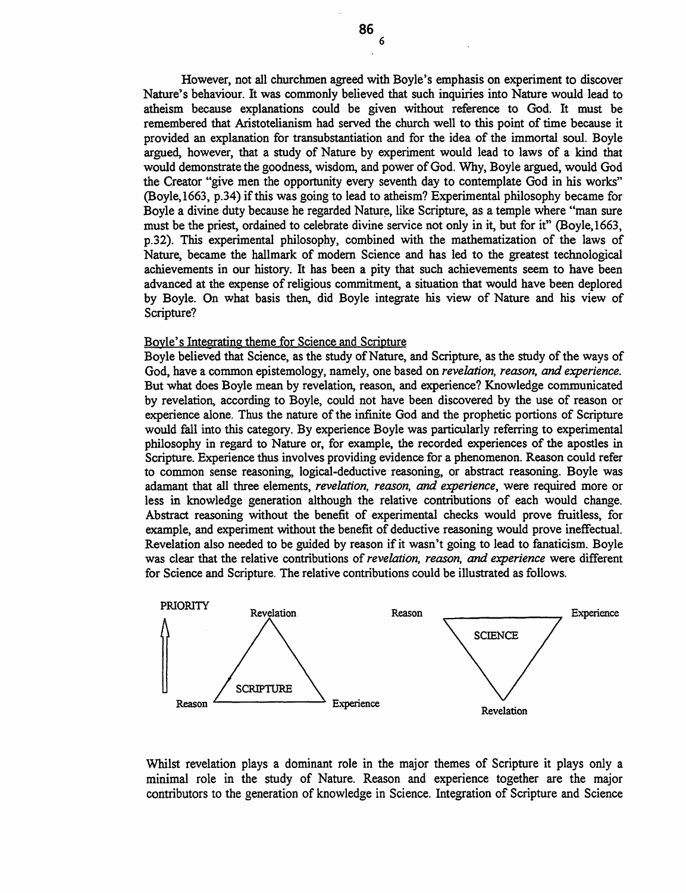However, not all churchmen agreed with Boyle's emphasis on experiment to discover Nature's behaviour. It was commonly believed that such inquiries into Nature would lead to atheism because explanations could be given without reference to God. It must be remembered that Aristotelianism had served the church well to this point of time because it provided an explanation for transubstantiation and for the idea of the immortal soul. Boyle argued, however, that a study of Nature by experiment would lead to laws of a kind that would demonstrate the goodness, wisdom, and power of God. Why, Boyle argued, would God the Creator "give men the opportunity every seventh day to contemplate God in his works" (Boyle,1663, p.34) if this was going to lead to atheism? Experimental philosophy became for Boyle a divine duty because he regarded Nature, like Scripture, as a temple where "man sure must be the priest, ordained to celebrate divine service not only in it, but for it" (Boyle,1663, p.32). This experimental philosophy, combined with the mathematization of the laws of Nature, became the hallmark of modern Science and has led to the greatest technological achievements in our history. It has been a pity that such achievements seem to have been advanced at the expense of religious commitment, a situation that would have been deplored by Boyle. On what basis then, did Boyle integrate his view of Nature and his view of Scripture?

## Boyle's Integrating theme for Science and Scripture

Boyle believed that Science, as the study of Nature, and Scripture, as the study of the ways of God, have a common epistemology, namely, one based on *revelation, reason, and experience.* But what does Boyle mean by revelation, reason, and experience? Knowledge communicated by revelation, according to Boyle, could not have been discovered by the use of reason or experience alone. Thus the nature of the infinite God and the prophetic portions of Scripture would fall into this category. By experience Boyle was particularly referring to experimental philosophy in regard to Nature or, for example, the recorded experiences of the apostles in Scripture. Experience thus involves providing evidence for a phenomenon. Reason could refer to common sense reasoning, logical-deductive reasoning, or abstract reasoning. Boyle was adamant that all three elements, *revelation, reason, and experience*, were required more or less in knowledge generation although the relative contributions of each would change. Abstract reasoning without the benefit of experimental checks would prove fruitless, for example, and experiment without the benefit of deductive reasoning would prove ineffectual. Revelation also needed to be guided by reason if it wasn't going to lead to fanaticism. Boyle was clear that the relative contributions of *revelation, reason, and experience* were different for Science and Scripture. The relative contributions could be illustrated as follows.

PRIORITY

| SCRIPTURE (triangle) | SCIENCE (inverted triangle) |
| --- | --- |
| Top: Revelation | Top: Reason, Experience |
| Bottom: Reason, Experience | Bottom: Revelation |

Whilst revelation plays a dominant role in the major themes of Scripture it plays only a minimal role in the study of Nature. Reason and experience together are the major contributors to the generation of knowledge in Science. Integration of Scripture and Science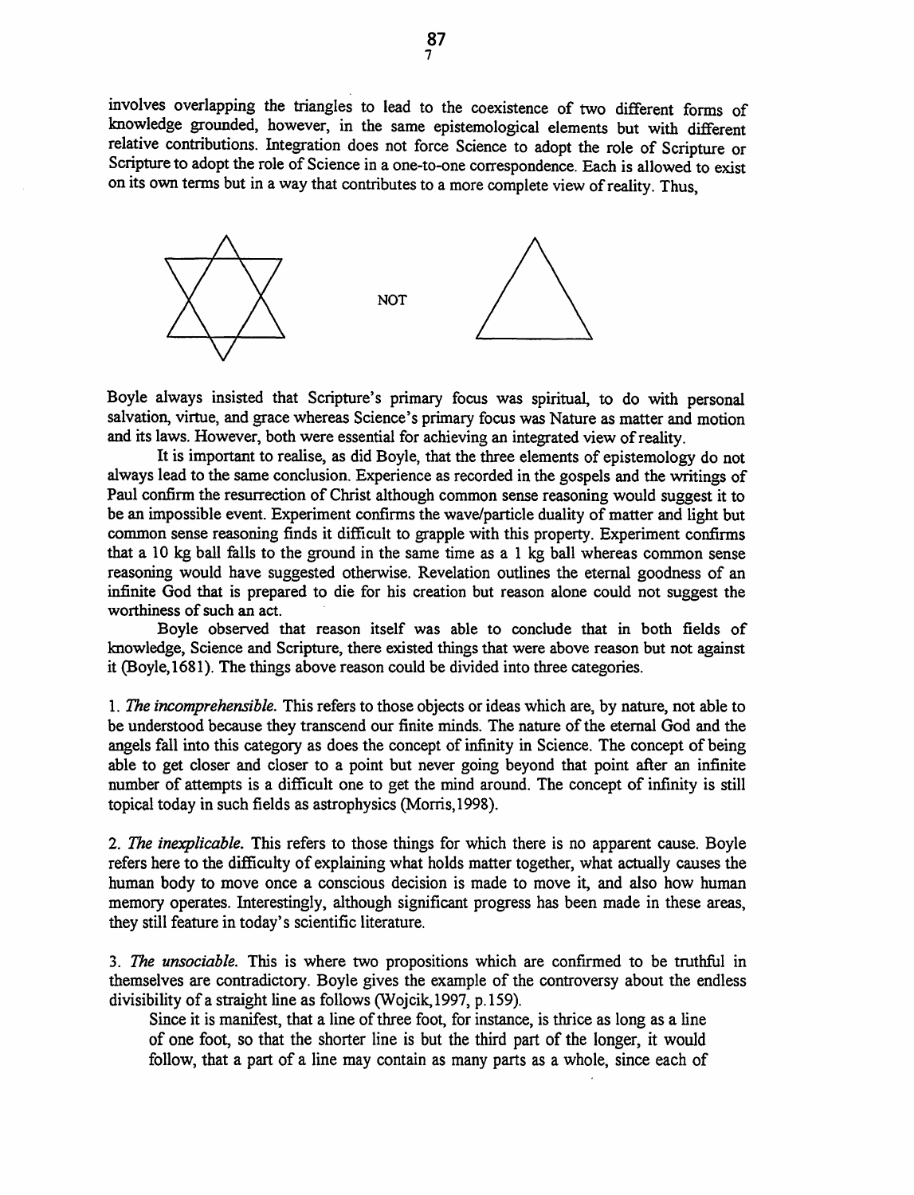involves overlapping the triangles to lead to the coexistence of two different forms of knowledge grounded, however, in the same epistemological elements but with different relative contributions. Integration does not force Science to adopt the role of Scripture or Scripture to adopt the role of Science in a one-to-one correspondence. Each is allowed to exist on its own terms but in a way that contributes to a more complete view of reality. Thus,

NOT

Boyle always insisted that Scripture's primary focus was spiritual, to do with personal salvation, virtue, and grace whereas Science's primary focus was Nature as matter and motion and its laws. However, both were essential for achieving an integrated view of reality.

It is important to realise, as did Boyle, that the three elements of epistemology do not always lead to the same conclusion. Experience as recorded in the gospels and the writings of Paul confirm the resurrection of Christ although common sense reasoning would suggest it to be an impossible event. Experiment confirms the wave/particle duality of matter and light but common sense reasoning finds it difficult to grapple with this property. Experiment confirms that a 10 kg ball falls to the ground in the same time as a 1 kg ball whereas common sense reasoning would have suggested otherwise. Revelation outlines the eternal goodness of an infinite God that is prepared to die for his creation but reason alone could not suggest the worthiness of such an act.

Boyle observed that reason itself was able to conclude that in both fields of knowledge, Science and Scripture, there existed things that were above reason but not against it (Boyle,1681). The things above reason could be divided into three categories.

1. *The incomprehensible.* This refers to those objects or ideas which are, by nature, not able to be understood because they transcend our finite minds. The nature of the eternal God and the angels fall into this category as does the concept of infinity in Science. The concept of being able to get closer and closer to a point but never going beyond that point after an infinite number of attempts is a difficult one to get the mind around. The concept of infinity is still topical today in such fields as astrophysics (Morris,1998).

2. *The inexplicable.* This refers to those things for which there is no apparent cause. Boyle refers here to the difficulty of explaining what holds matter together, what actually causes the human body to move once a conscious decision is made to move it, and also how human memory operates. Interestingly, although significant progress has been made in these areas, they still feature in today's scientific literature.

3. *The unsociable.* This is where two propositions which are confirmed to be truthful in themselves are contradictory. Boyle gives the example of the controversy about the endless divisibility of a straight line as follows (Wojcik,1997, p.159).

> Since it is manifest, that a line of three foot, for instance, is thrice as long as a line of one foot, so that the shorter line is but the third part of the longer, it would follow, that a part of a line may contain as many parts as a whole, since each of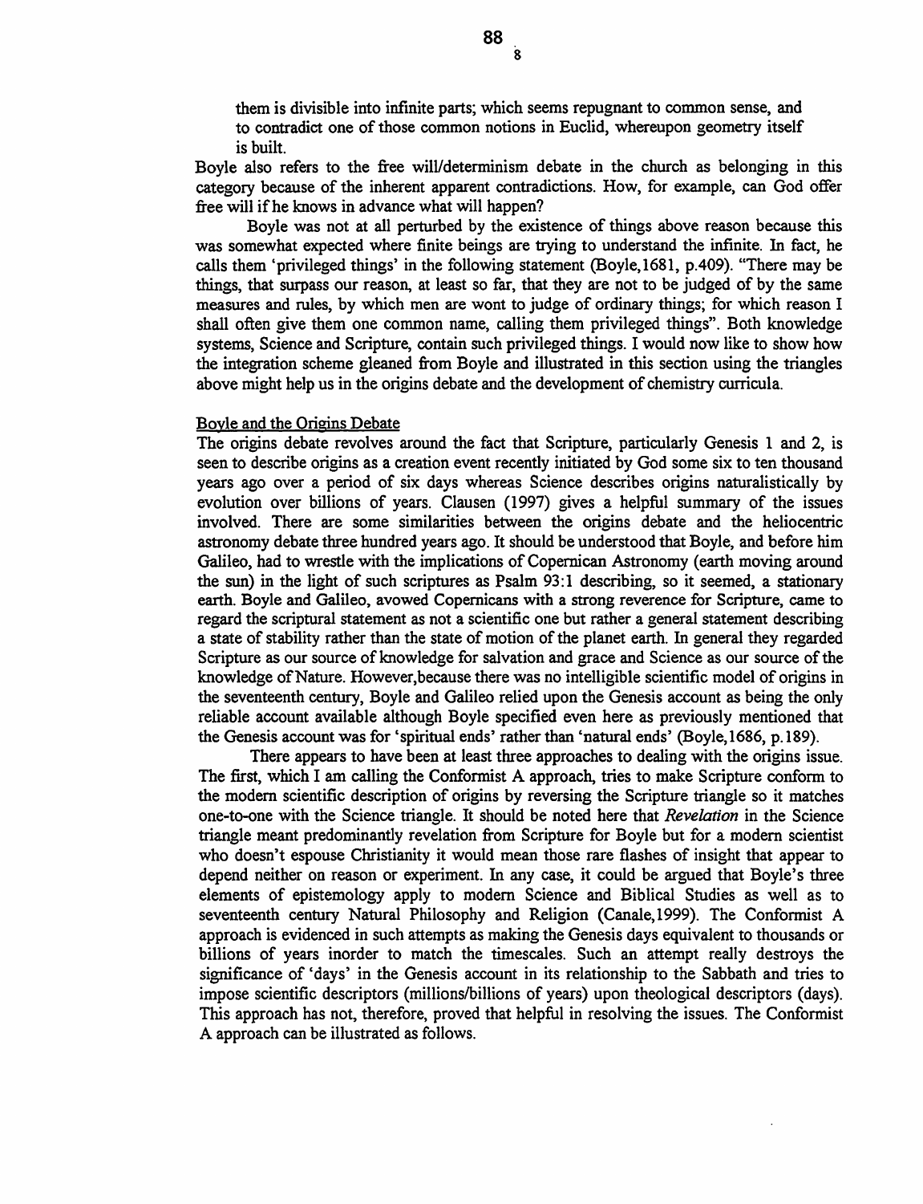them is divisible into infinite parts; which seems repugnant to common sense, and to contradict one of those common notions in Euclid, whereupon geometry itself is built.

Boyle also refers to the free will/determinism debate in the church as belonging in this category because of the inherent apparent contradictions. How, for example, can God offer free will if he knows in advance what will happen?

Boyle was not at all perturbed by the existence of things above reason because this was somewhat expected where finite beings are trying to understand the infinite. In fact, he calls them 'privileged things' in the following statement (Boyle,1681, p.409). "There may be things, that surpass our reason, at least so far, that they are not to be judged of by the same measures and rules, by which men are wont to judge of ordinary things; for which reason I shall often give them one common name, calling them privileged things". Both knowledge systems, Science and Scripture, contain such privileged things. I would now like to show how the integration scheme gleaned from Boyle and illustrated in this section using the triangles above might help us in the origins debate and the development of chemistry curricula.

## Boyle and the Origins Debate

The origins debate revolves around the fact that Scripture, particularly Genesis 1 and 2, is seen to describe origins as a creation event recently initiated by God some six to ten thousand years ago over a period of six days whereas Science describes origins naturalistically by evolution over billions of years. Clausen (1997) gives a helpful summary of the issues involved. There are some similarities between the origins debate and the heliocentric astronomy debate three hundred years ago. It should be understood that Boyle, and before him Galileo, had to wrestle with the implications of Copernican Astronomy (earth moving around the sun) in the light of such scriptures as Psalm 93:1 describing, so it seemed, a stationary earth. Boyle and Galileo, avowed Copernicans with a strong reverence for Scripture, came to regard the scriptural statement as not a scientific one but rather a general statement describing a state of stability rather than the state of motion of the planet earth. In general they regarded Scripture as our source of knowledge for salvation and grace and Science as our source of the knowledge of Nature. However,because there was no intelligible scientific model of origins in the seventeenth century, Boyle and Galileo relied upon the Genesis account as being the only reliable account available although Boyle specified even here as previously mentioned that the Genesis account was for 'spiritual ends' rather than 'natural ends' (Boyle,1686, p.189).

There appears to have been at least three approaches to dealing with the origins issue. The first, which I am calling the Conformist A approach, tries to make Scripture conform to the modern scientific description of origins by reversing the Scripture triangle so it matches one-to-one with the Science triangle. It should be noted here that *Revelation* in the Science triangle meant predominantly revelation from Scripture for Boyle but for a modern scientist who doesn't espouse Christianity it would mean those rare flashes of insight that appear to depend neither on reason or experiment. In any case, it could be argued that Boyle's three elements of epistemology apply to modern Science and Biblical Studies as well as to seventeenth century Natural Philosophy and Religion (Canale,1999). The Conformist A approach is evidenced in such attempts as making the Genesis days equivalent to thousands or billions of years inorder to match the timescales. Such an attempt really destroys the significance of 'days' in the Genesis account in its relationship to the Sabbath and tries to impose scientific descriptors (millions/billions of years) upon theological descriptors (days). This approach has not, therefore, proved that helpful in resolving the issues. The Conformist A approach can be illustrated as follows.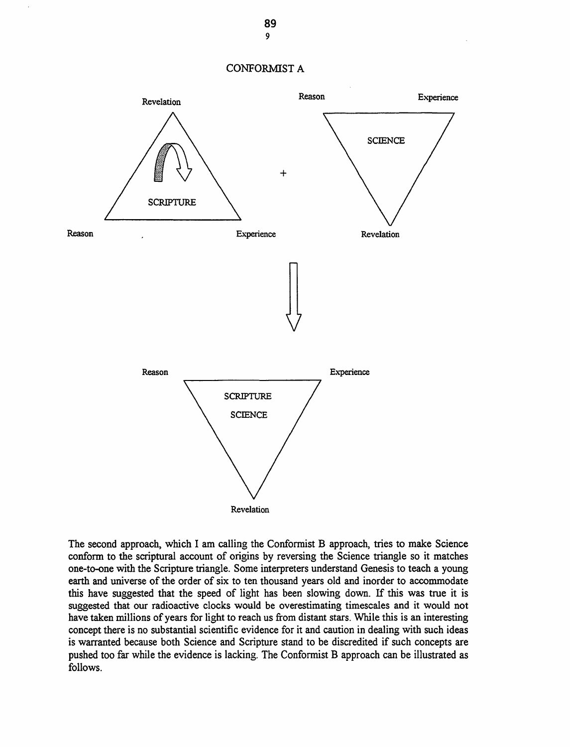CONFORMIST A

Revelation

SCRIPTURE

Reason Experience

+

Reason Experience

SCIENCE

Revelation

Reason Experience

SCRIPTURE

SCIENCE

Revelation

The second approach, which I am calling the Conformist B approach, tries to make Science conform to the scriptural account of origins by reversing the Science triangle so it matches one-to-one with the Scripture triangle. Some interpreters understand Genesis to teach a young earth and universe of the order of six to ten thousand years old and inorder to accommodate this have suggested that the speed of light has been slowing down. If this was true it is suggested that our radioactive clocks would be overestimating timescales and it would not have taken millions of years for light to reach us from distant stars. While this is an interesting concept there is no substantial scientific evidence for it and caution in dealing with such ideas is warranted because both Science and Scripture stand to be discredited if such concepts are pushed too far while the evidence is lacking. The Conformist B approach can be illustrated as follows.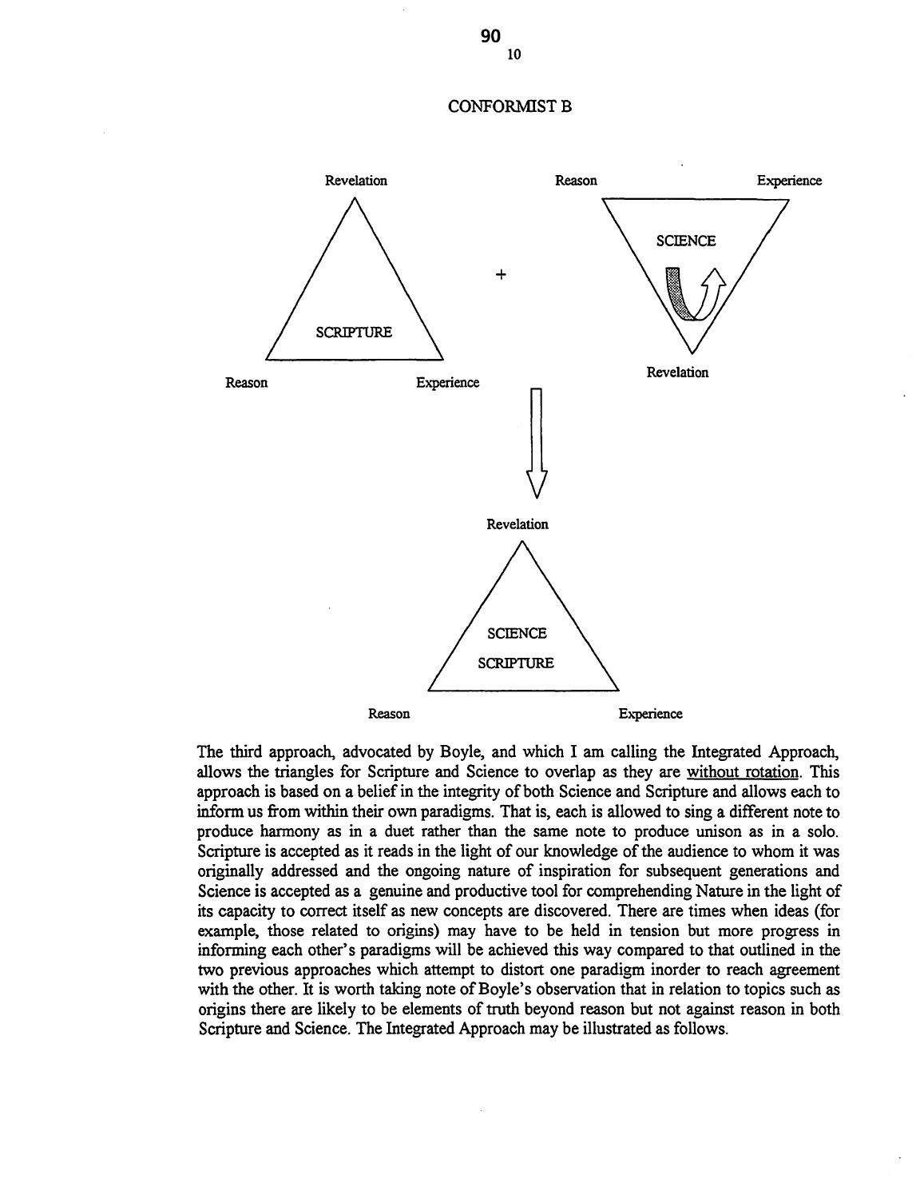## CONFORMIST B

Revelation

SCRIPTURE

Reason Experience

+

Reason Experience

SCIENCE

Revelation

Revelation

SCIENCE

SCRIPTURE

Reason Experience

The third approach, advocated by Boyle, and which I am calling the Integrated Approach, allows the triangles for Scripture and Science to overlap as they are <u>without rotation</u>. This approach is based on a belief in the integrity of both Science and Scripture and allows each to inform us from within their own paradigms. That is, each is allowed to sing a different note to produce harmony as in a duet rather than the same note to produce unison as in a solo. Scripture is accepted as it reads in the light of our knowledge of the audience to whom it was originally addressed and the ongoing nature of inspiration for subsequent generations and Science is accepted as a genuine and productive tool for comprehending Nature in the light of its capacity to correct itself as new concepts are discovered. There are times when ideas (for example, those related to origins) may have to be held in tension but more progress in informing each other's paradigms will be achieved this way compared to that outlined in the two previous approaches which attempt to distort one paradigm inorder to reach agreement with the other. It is worth taking note of Boyle's observation that in relation to topics such as origins there are likely to be elements of truth beyond reason but not against reason in both Scripture and Science. The Integrated Approach may be illustrated as follows.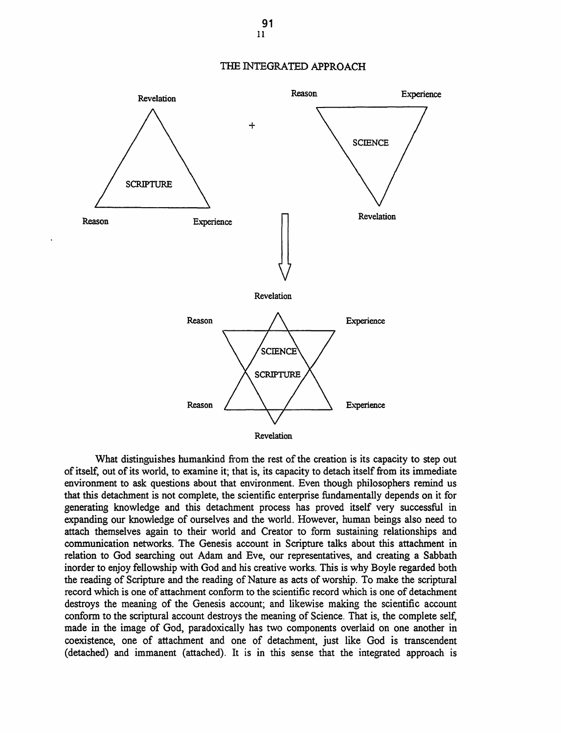## THE INTEGRATED APPROACH

Revelation

SCRIPTURE

Reason Experience

\+

Reason Experience

SCIENCE

Revelation

Revelation

Reason Experience

SCIENCE

SCRIPTURE

Reason Experience

Revelation

What distinguishes humankind from the rest of the creation is its capacity to step out of itself, out of its world, to examine it; that is, its capacity to detach itself from its immediate environment to ask questions about that environment. Even though philosophers remind us that this detachment is not complete, the scientific enterprise fundamentally depends on it for generating knowledge and this detachment process has proved itself very successful in expanding our knowledge of ourselves and the world. However, human beings also need to attach themselves again to their world and Creator to form sustaining relationships and communication networks. The Genesis account in Scripture talks about this attachment in relation to God searching out Adam and Eve, our representatives, and creating a Sabbath inorder to enjoy fellowship with God and his creative works. This is why Boyle regarded both the reading of Scripture and the reading of Nature as acts of worship. To make the scriptural record which is one of attachment conform to the scientific record which is one of detachment destroys the meaning of the Genesis account; and likewise making the scientific account conform to the scriptural account destroys the meaning of Science. That is, the complete self, made in the image of God, paradoxically has two components overlaid on one another in coexistence, one of attachment and one of detachment, just like God is transcendent (detached) and immanent (attached). It is in this sense that the integrated approach is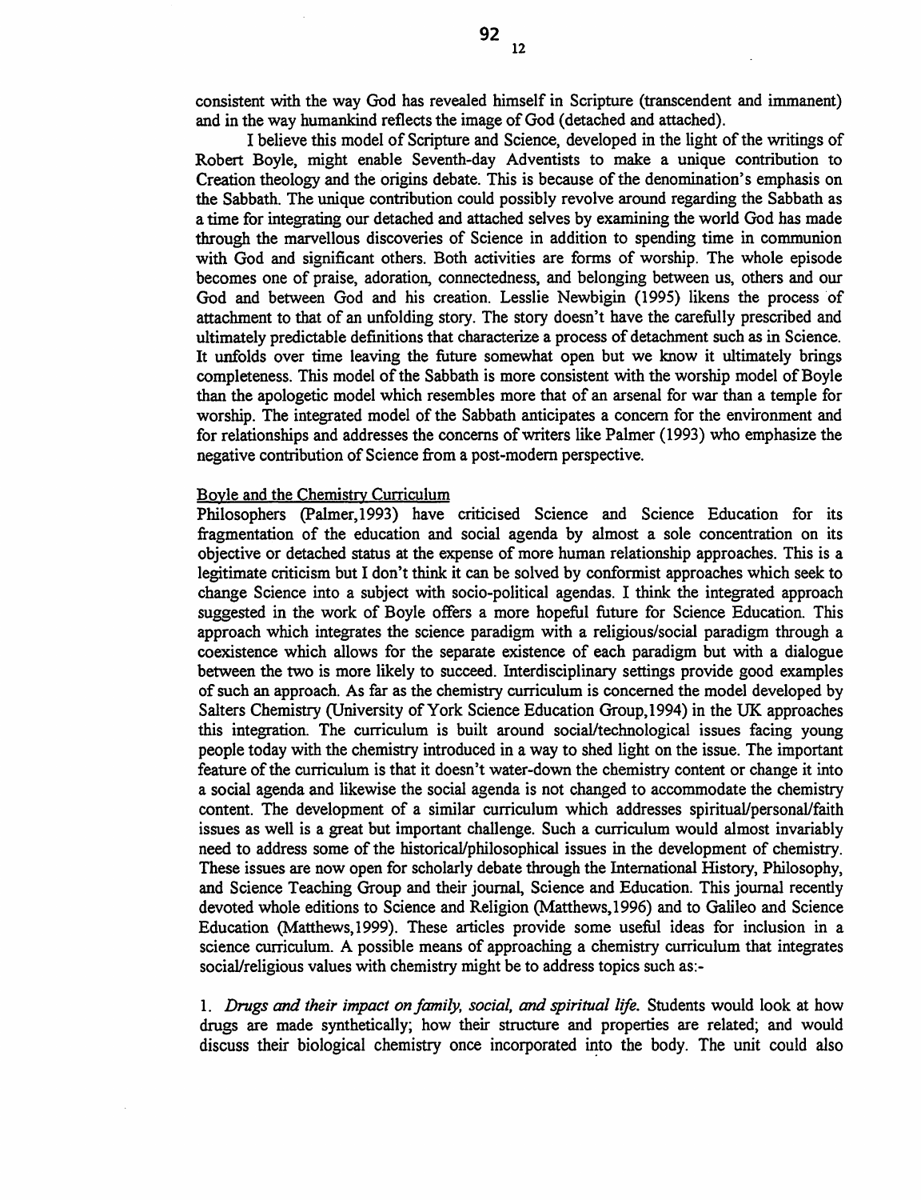consistent with the way God has revealed himself in Scripture (transcendent and immanent) and in the way humankind reflects the image of God (detached and attached).

I believe this model of Scripture and Science, developed in the light of the writings of Robert Boyle, might enable Seventh-day Adventists to make a unique contribution to Creation theology and the origins debate. This is because of the denomination's emphasis on the Sabbath. The unique contribution could possibly revolve around regarding the Sabbath as a time for integrating our detached and attached selves by examining the world God has made through the marvellous discoveries of Science in addition to spending time in communion with God and significant others. Both activities are forms of worship. The whole episode becomes one of praise, adoration, connectedness, and belonging between us, others and our God and between God and his creation. Lesslie Newbigin (1995) likens the process of attachment to that of an unfolding story. The story doesn't have the carefully prescribed and ultimately predictable definitions that characterize a process of detachment such as in Science. It unfolds over time leaving the future somewhat open but we know it ultimately brings completeness. This model of the Sabbath is more consistent with the worship model of Boyle than the apologetic model which resembles more that of an arsenal for war than a temple for worship. The integrated model of the Sabbath anticipates a concern for the environment and for relationships and addresses the concerns of writers like Palmer (1993) who emphasize the negative contribution of Science from a post-modern perspective.

## Boyle and the Chemistry Curriculum

Philosophers (Palmer,1993) have criticised Science and Science Education for its fragmentation of the education and social agenda by almost a sole concentration on its objective or detached status at the expense of more human relationship approaches. This is a legitimate criticism but I don't think it can be solved by conformist approaches which seek to change Science into a subject with socio-political agendas. I think the integrated approach suggested in the work of Boyle offers a more hopeful future for Science Education. This approach which integrates the science paradigm with a religious/social paradigm through a coexistence which allows for the separate existence of each paradigm but with a dialogue between the two is more likely to succeed. Interdisciplinary settings provide good examples of such an approach. As far as the chemistry curriculum is concerned the model developed by Salters Chemistry (University of York Science Education Group,1994) in the UK approaches this integration. The curriculum is built around social/technological issues facing young people today with the chemistry introduced in a way to shed light on the issue. The important feature of the curriculum is that it doesn't water-down the chemistry content or change it into a social agenda and likewise the social agenda is not changed to accommodate the chemistry content. The development of a similar curriculum which addresses spiritual/personal/faith issues as well is a great but important challenge. Such a curriculum would almost invariably need to address some of the historical/philosophical issues in the development of chemistry. These issues are now open for scholarly debate through the International History, Philosophy, and Science Teaching Group and their journal, Science and Education. This journal recently devoted whole editions to Science and Religion (Matthews,1996) and to Galileo and Science Education (Matthews,1999). These articles provide some useful ideas for inclusion in a science curriculum. A possible means of approaching a chemistry curriculum that integrates social/religious values with chemistry might be to address topics such as:-

1. *Drugs and their impact on family, social, and spiritual life.* Students would look at how drugs are made synthetically; how their structure and properties are related; and would discuss their biological chemistry once incorporated into the body. The unit could also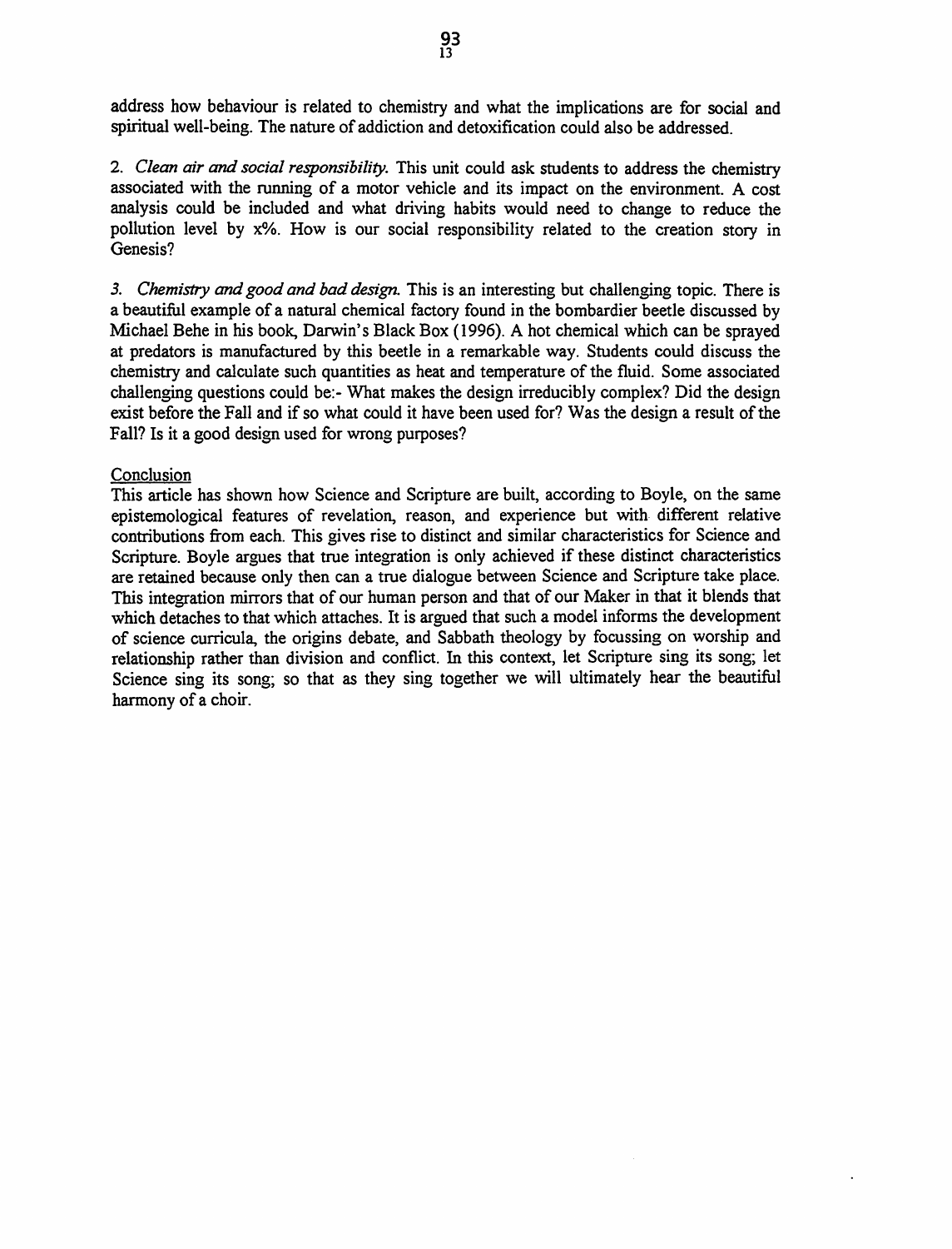address how behaviour is related to chemistry and what the implications are for social and spiritual well-being. The nature of addiction and detoxification could also be addressed.

2. *Clean air and social responsibility.* This unit could ask students to address the chemistry associated with the running of a motor vehicle and its impact on the environment. A cost analysis could be included and what driving habits would need to change to reduce the pollution level by x%. How is our social responsibility related to the creation story in Genesis?

3. *Chemistry and good and bad design.* This is an interesting but challenging topic. There is a beautiful example of a natural chemical factory found in the bombardier beetle discussed by Michael Behe in his book, Darwin's Black Box (1996). A hot chemical which can be sprayed at predators is manufactured by this beetle in a remarkable way. Students could discuss the chemistry and calculate such quantities as heat and temperature of the fluid. Some associated challenging questions could be:- What makes the design irreducibly complex? Did the design exist before the Fall and if so what could it have been used for? Was the design a result of the Fall? Is it a good design used for wrong purposes?

## Conclusion

This article has shown how Science and Scripture are built, according to Boyle, on the same epistemological features of revelation, reason, and experience but with different relative contributions from each. This gives rise to distinct and similar characteristics for Science and Scripture. Boyle argues that true integration is only achieved if these distinct characteristics are retained because only then can a true dialogue between Science and Scripture take place. This integration mirrors that of our human person and that of our Maker in that it blends that which detaches to that which attaches. It is argued that such a model informs the development of science curricula, the origins debate, and Sabbath theology by focussing on worship and relationship rather than division and conflict. In this context, let Scripture sing its song; let Science sing its song; so that as they sing together we will ultimately hear the beautiful harmony of a choir.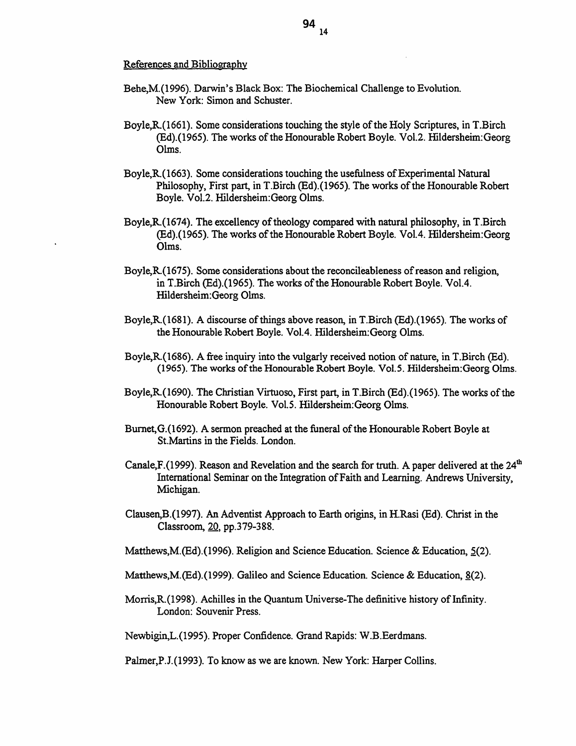References and Bibliography

Behe,M.(1996). Darwin's Black Box: The Biochemical Challenge to Evolution. New York: Simon and Schuster.

Boyle,R.(1661). Some considerations touching the style of the Holy Scriptures, in T.Birch (Ed).(1965). The works of the Honourable Robert Boyle. Vol.2. Hildersheim:Georg Olms.

Boyle,R.(1663). Some considerations touching the usefulness of Experimental Natural Philosophy, First part, in T.Birch (Ed).(1965). The works of the Honourable Robert Boyle. Vol.2. Hildersheim:Georg Olms.

Boyle,R.(1674). The excellency of theology compared with natural philosophy, in T.Birch (Ed).(1965). The works of the Honourable Robert Boyle. Vol.4. Hildersheim:Georg Olms.

Boyle,R.(1675). Some considerations about the reconcileableness of reason and religion, in T.Birch (Ed).(1965). The works of the Honourable Robert Boyle. Vol.4. Hildersheim:Georg Olms.

Boyle,R.(1681). A discourse of things above reason, in T.Birch (Ed).(1965). The works of the Honourable Robert Boyle. Vol.4. Hildersheim:Georg Olms.

Boyle,R.(1686). A free inquiry into the vulgarly received notion of nature, in T.Birch (Ed).(1965). The works of the Honourable Robert Boyle. Vol.5. Hildersheim:Georg Olms.

Boyle,R.(1690). The Christian Virtuoso, First part, in T.Birch (Ed).(1965). The works of the Honourable Robert Boyle. Vol.5. Hildersheim:Georg Olms.

Burnet,G.(1692). A sermon preached at the funeral of the Honourable Robert Boyle at St.Martins in the Fields. London.

Canale,F.(1999). Reason and Revelation and the search for truth. A paper delivered at the 24th International Seminar on the Integration of Faith and Learning. Andrews University, Michigan.

Clausen,B.(1997). An Adventist Approach to Earth origins, in H.Rasi (Ed). Christ in the Classroom, 20, pp.379-388.

Matthews,M.(Ed).(1996). Religion and Science Education. Science & Education, 5(2).

Matthews,M.(Ed).(1999). Galileo and Science Education. Science & Education, 8(2).

Morris,R.(1998). Achilles in the Quantum Universe-The definitive history of Infinity. London: Souvenir Press.

Newbigin,L.(1995). Proper Confidence. Grand Rapids: W.B.Eerdmans.

Palmer,P.J.(1993). To know as we are known. New York: Harper Collins.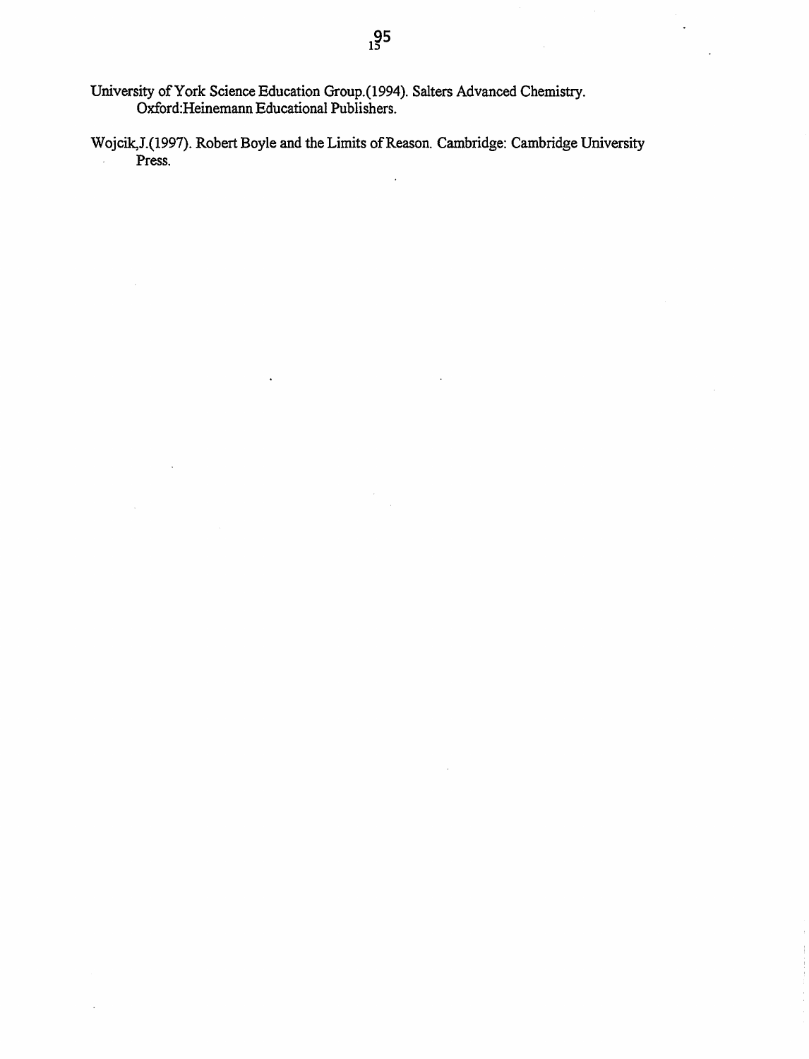University of York Science Education Group.(1994). Salters Advanced Chemistry. Oxford:Heinemann Educational Publishers.

Wojcik,J.(1997). Robert Boyle and the Limits of Reason. Cambridge: Cambridge University Press.